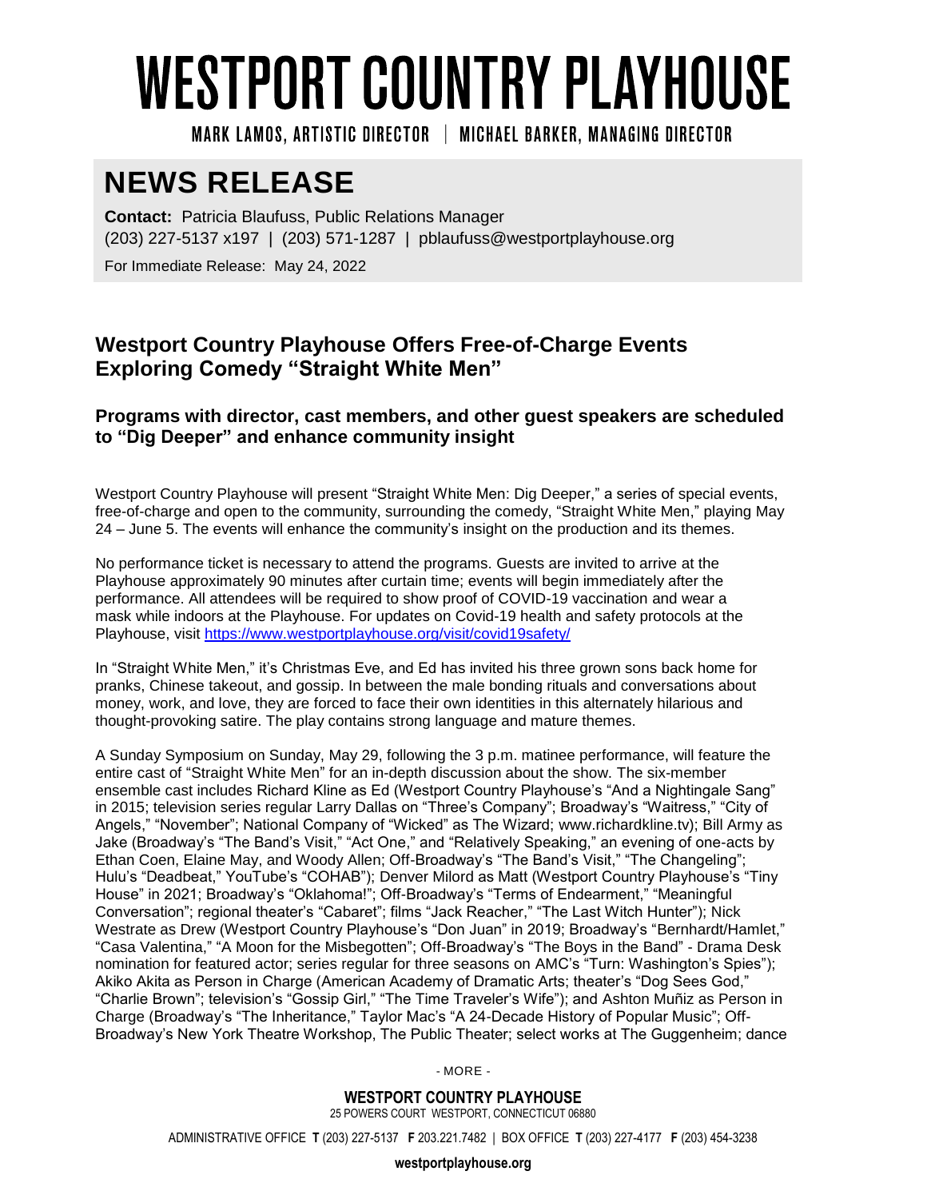# WESTPORT COUNTRY PLAYHOUSE

MARK LAMOS, ARTISTIC DIRECTOR | MICHAEL BARKER, MANAGING DIRECTOR

## NEWS RELEASE

**Contact:** Patricia Blaufuss, Public Relations Manager
(203) 227-5137 x197 | (203) 571-1287 | pblaufuss@westportplayhouse.org

For Immediate Release: May 24, 2022

## Westport Country Playhouse Offers Free-of-Charge Events Exploring Comedy "Straight White Men"

### Programs with director, cast members, and other guest speakers are scheduled to "Dig Deeper" and enhance community insight

Westport Country Playhouse will present "Straight White Men: Dig Deeper," a series of special events, free-of-charge and open to the community, surrounding the comedy, "Straight White Men," playing May 24 – June 5. The events will enhance the community's insight on the production and its themes.

No performance ticket is necessary to attend the programs. Guests are invited to arrive at the Playhouse approximately 90 minutes after curtain time; events will begin immediately after the performance. All attendees will be required to show proof of COVID-19 vaccination and wear a mask while indoors at the Playhouse. For updates on Covid-19 health and safety protocols at the Playhouse, visit https://www.westportplayhouse.org/visit/covid19safety/

In "Straight White Men," it's Christmas Eve, and Ed has invited his three grown sons back home for pranks, Chinese takeout, and gossip. In between the male bonding rituals and conversations about money, work, and love, they are forced to face their own identities in this alternately hilarious and thought-provoking satire. The play contains strong language and mature themes.

A Sunday Symposium on Sunday, May 29, following the 3 p.m. matinee performance, will feature the entire cast of "Straight White Men" for an in-depth discussion about the show. The six-member ensemble cast includes Richard Kline as Ed (Westport Country Playhouse's "And a Nightingale Sang" in 2015; television series regular Larry Dallas on "Three's Company"; Broadway's "Waitress," "City of Angels," "November"; National Company of "Wicked" as The Wizard; www.richardkline.tv); Bill Army as Jake (Broadway's "The Band's Visit," "Act One," and "Relatively Speaking," an evening of one-acts by Ethan Coen, Elaine May, and Woody Allen; Off-Broadway's "The Band's Visit," "The Changeling"; Hulu's "Deadbeat," YouTube's "COHAB"); Denver Milord as Matt (Westport Country Playhouse's "Tiny House" in 2021; Broadway's "Oklahoma!"; Off-Broadway's "Terms of Endearment," "Meaningful Conversation"; regional theater's "Cabaret"; films "Jack Reacher," "The Last Witch Hunter"); Nick Westrate as Drew (Westport Country Playhouse's "Don Juan" in 2019; Broadway's "Bernhardt/Hamlet," "Casa Valentina," "A Moon for the Misbegotten"; Off-Broadway's "The Boys in the Band" - Drama Desk nomination for featured actor; series regular for three seasons on AMC's "Turn: Washington's Spies"); Akiko Akita as Person in Charge (American Academy of Dramatic Arts; theater's "Dog Sees God," "Charlie Brown"; television's "Gossip Girl," "The Time Traveler's Wife"); and Ashton Muñiz as Person in Charge (Broadway's "The Inheritance," Taylor Mac's "A 24-Decade History of Popular Music"; Off-Broadway's New York Theatre Workshop, The Public Theater; select works at The Guggenheim; dance

- MORE -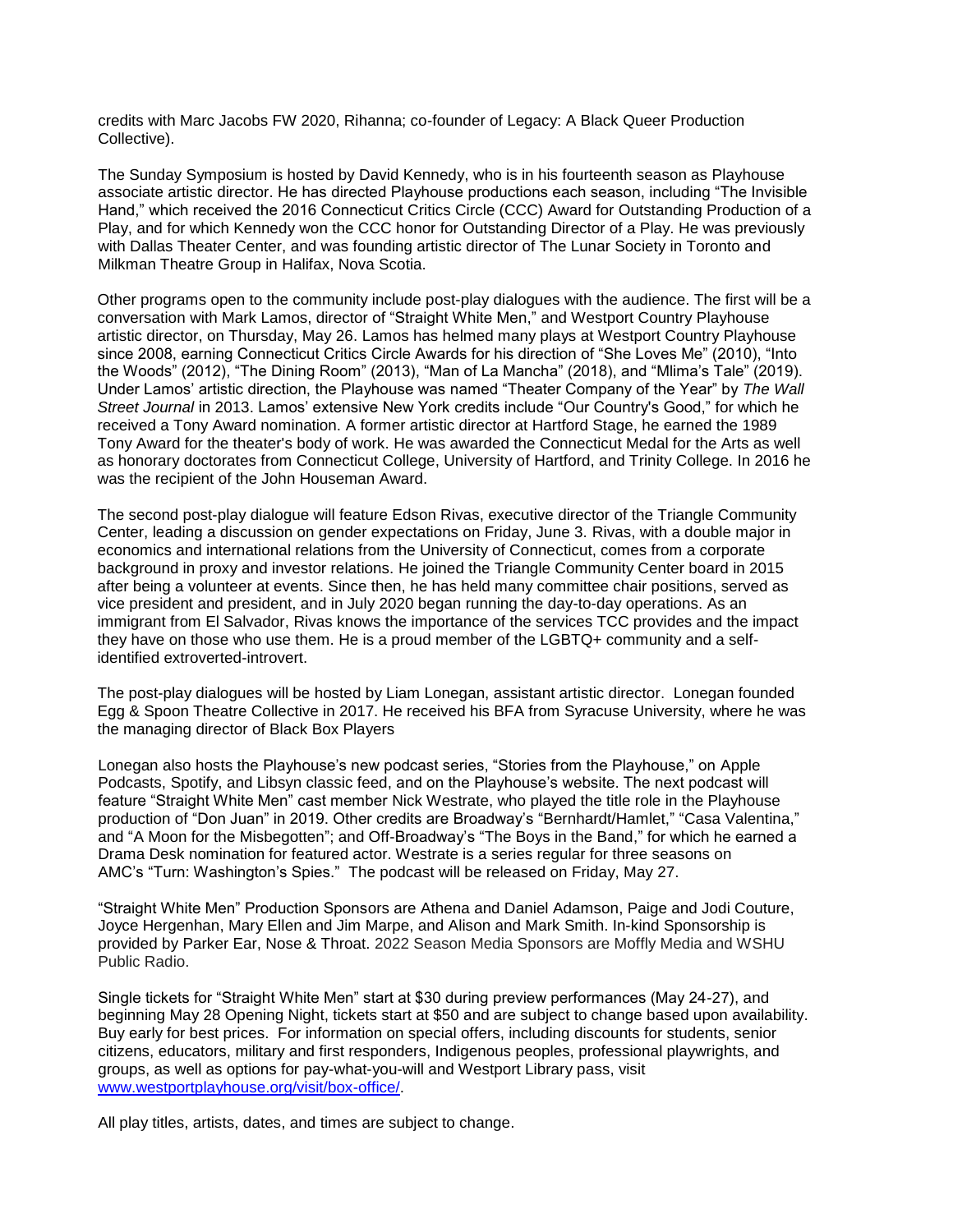credits with Marc Jacobs FW 2020, Rihanna; co-founder of Legacy: A Black Queer Production Collective).

The Sunday Symposium is hosted by David Kennedy, who is in his fourteenth season as Playhouse associate artistic director. He has directed Playhouse productions each season, including "The Invisible Hand," which received the 2016 Connecticut Critics Circle (CCC) Award for Outstanding Production of a Play, and for which Kennedy won the CCC honor for Outstanding Director of a Play. He was previously with Dallas Theater Center, and was founding artistic director of The Lunar Society in Toronto and Milkman Theatre Group in Halifax, Nova Scotia.

Other programs open to the community include post-play dialogues with the audience. The first will be a conversation with Mark Lamos, director of "Straight White Men," and Westport Country Playhouse artistic director, on Thursday, May 26. Lamos has helmed many plays at Westport Country Playhouse since 2008, earning Connecticut Critics Circle Awards for his direction of "She Loves Me" (2010), "Into the Woods" (2012), "The Dining Room" (2013), "Man of La Mancha" (2018), and "Mlima's Tale" (2019). Under Lamos' artistic direction, the Playhouse was named "Theater Company of the Year" by *The Wall Street Journal* in 2013. Lamos' extensive New York credits include "Our Country's Good," for which he received a Tony Award nomination. A former artistic director at Hartford Stage, he earned the 1989 Tony Award for the theater's body of work. He was awarded the Connecticut Medal for the Arts as well as honorary doctorates from Connecticut College, University of Hartford, and Trinity College. In 2016 he was the recipient of the John Houseman Award.

The second post-play dialogue will feature Edson Rivas, executive director of the Triangle Community Center, leading a discussion on gender expectations on Friday, June 3. Rivas, with a double major in economics and international relations from the University of Connecticut, comes from a corporate background in proxy and investor relations. He joined the Triangle Community Center board in 2015 after being a volunteer at events. Since then, he has held many committee chair positions, served as vice president and president, and in July 2020 began running the day-to-day operations. As an immigrant from El Salvador, Rivas knows the importance of the services TCC provides and the impact they have on those who use them. He is a proud member of the LGBTQ+ community and a self-identified extroverted-introvert.

The post-play dialogues will be hosted by Liam Lonegan, assistant artistic director. Lonegan founded Egg & Spoon Theatre Collective in 2017. He received his BFA from Syracuse University, where he was the managing director of Black Box Players

Lonegan also hosts the Playhouse's new podcast series, "Stories from the Playhouse," on Apple Podcasts, Spotify, and Libsyn classic feed, and on the Playhouse's website. The next podcast will feature "Straight White Men" cast member Nick Westrate, who played the title role in the Playhouse production of "Don Juan" in 2019. Other credits are Broadway's "Bernhardt/Hamlet," "Casa Valentina," and "A Moon for the Misbegotten"; and Off-Broadway's "The Boys in the Band," for which he earned a Drama Desk nomination for featured actor. Westrate is a series regular for three seasons on AMC's "Turn: Washington's Spies." The podcast will be released on Friday, May 27.

"Straight White Men" Production Sponsors are Athena and Daniel Adamson, Paige and Jodi Couture, Joyce Hergenhan, Mary Ellen and Jim Marpe, and Alison and Mark Smith. In-kind Sponsorship is provided by Parker Ear, Nose & Throat. 2022 Season Media Sponsors are Moffly Media and WSHU Public Radio.

Single tickets for "Straight White Men" start at $30 during preview performances (May 24-27), and beginning May 28 Opening Night, tickets start at $50 and are subject to change based upon availability. Buy early for best prices. For information on special offers, including discounts for students, senior citizens, educators, military and first responders, Indigenous peoples, professional playwrights, and groups, as well as options for pay-what-you-will and Westport Library pass, visit [www.westportplayhouse.org/visit/box-office/](www.westportplayhouse.org/visit/box-office/).

All play titles, artists, dates, and times are subject to change.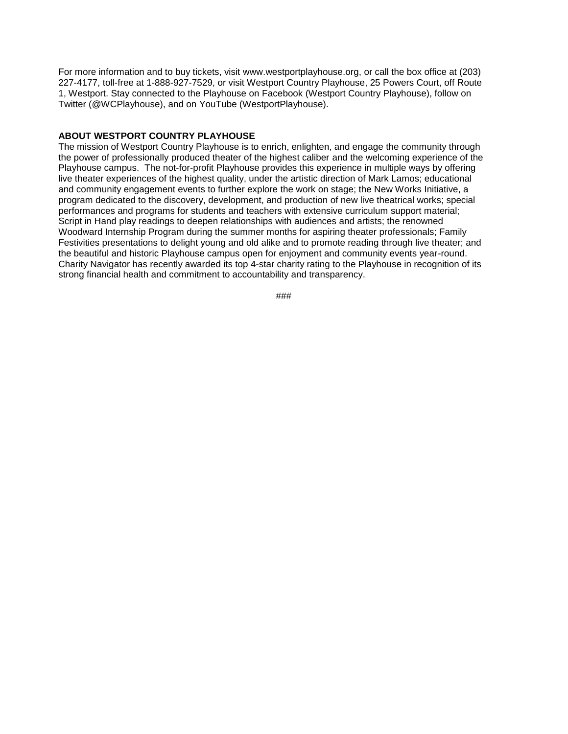For more information and to buy tickets, visit www.westportplayhouse.org, or call the box office at (203) 227-4177, toll-free at 1-888-927-7529, or visit Westport Country Playhouse, 25 Powers Court, off Route 1, Westport. Stay connected to the Playhouse on Facebook (Westport Country Playhouse), follow on Twitter (@WCPlayhouse), and on YouTube (WestportPlayhouse).

**ABOUT WESTPORT COUNTRY PLAYHOUSE**

The mission of Westport Country Playhouse is to enrich, enlighten, and engage the community through the power of professionally produced theater of the highest caliber and the welcoming experience of the Playhouse campus. The not-for-profit Playhouse provides this experience in multiple ways by offering live theater experiences of the highest quality, under the artistic direction of Mark Lamos; educational and community engagement events to further explore the work on stage; the New Works Initiative, a program dedicated to the discovery, development, and production of new live theatrical works; special performances and programs for students and teachers with extensive curriculum support material; Script in Hand play readings to deepen relationships with audiences and artists; the renowned Woodward Internship Program during the summer months for aspiring theater professionals; Family Festivities presentations to delight young and old alike and to promote reading through live theater; and the beautiful and historic Playhouse campus open for enjoyment and community events year-round. Charity Navigator has recently awarded its top 4-star charity rating to the Playhouse in recognition of its strong financial health and commitment to accountability and transparency.

###